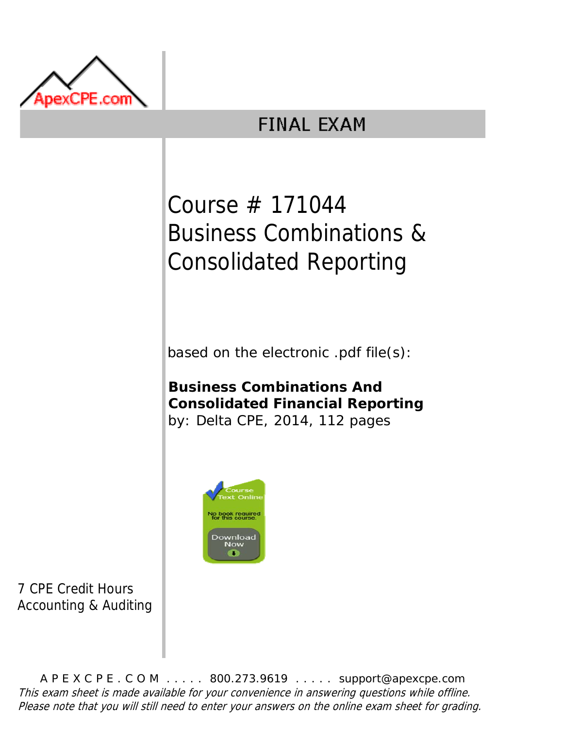ApexCPE.com

# FINAL EXAM

## Course # 171044 Business Combinations & Consolidated Reporting

based on the electronic .pdf file(s):

**Business Combinations And Consolidated Financial Reporting**
by: Delta CPE, 2014, 112 pages

Course Text Online
No book required for this course.
Download Now

7 CPE Credit Hours
Accounting & Auditing

A P E X C P E . C O M . . . . . 800.273.9619 . . . . . support@apexcpe.com

*This exam sheet is made available for your convenience in answering questions while offline. Please note that you will still need to enter your answers on the online exam sheet for grading.*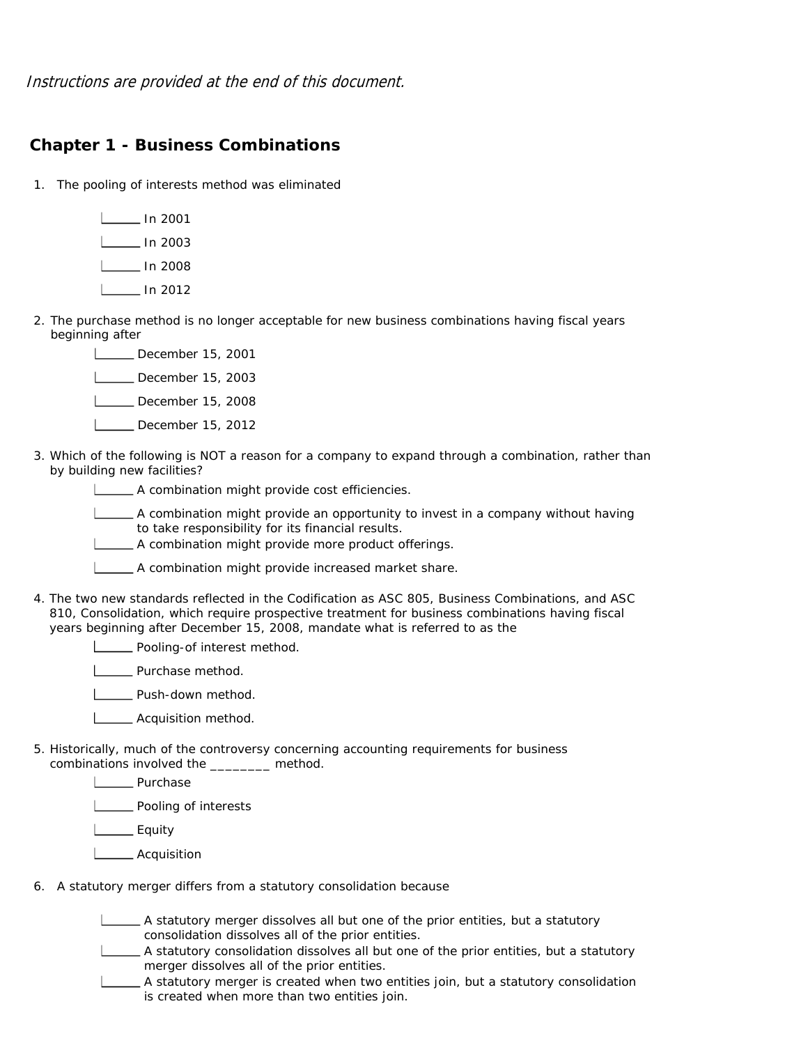*Instructions are provided at the end of this document.*

## Chapter 1 - Business Combinations

1. The pooling of interests method was eliminated

   ______ In 2001

   ______ In 2003

   ______ In 2008

   ______ In 2012

2. The purchase method is no longer acceptable for new business combinations having fiscal years beginning after

   ______ December 15, 2001

   ______ December 15, 2003

   ______ December 15, 2008

   ______ December 15, 2012

3. Which of the following is NOT a reason for a company to expand through a combination, rather than by building new facilities?

   ______ A combination might provide cost efficiencies.

   ______ A combination might provide an opportunity to invest in a company without having to take responsibility for its financial results.

   ______ A combination might provide more product offerings.

   ______ A combination might provide increased market share.

4. The two new standards reflected in the Codification as ASC 805, Business Combinations, and ASC 810, Consolidation, which require prospective treatment for business combinations having fiscal years beginning after December 15, 2008, mandate what is referred to as the

   ______ Pooling-of interest method.

   ______ Purchase method.

   ______ Push-down method.

   ______ Acquisition method.

5. Historically, much of the controversy concerning accounting requirements for business combinations involved the ________ method.

   ______ Purchase

   ______ Pooling of interests

   ______ Equity

   ______ Acquisition

6. A statutory merger differs from a statutory consolidation because

   ______ A statutory merger dissolves all but one of the prior entities, but a statutory consolidation dissolves all of the prior entities.

   ______ A statutory consolidation dissolves all but one of the prior entities, but a statutory merger dissolves all of the prior entities.

   ______ A statutory merger is created when two entities join, but a statutory consolidation is created when more than two entities join.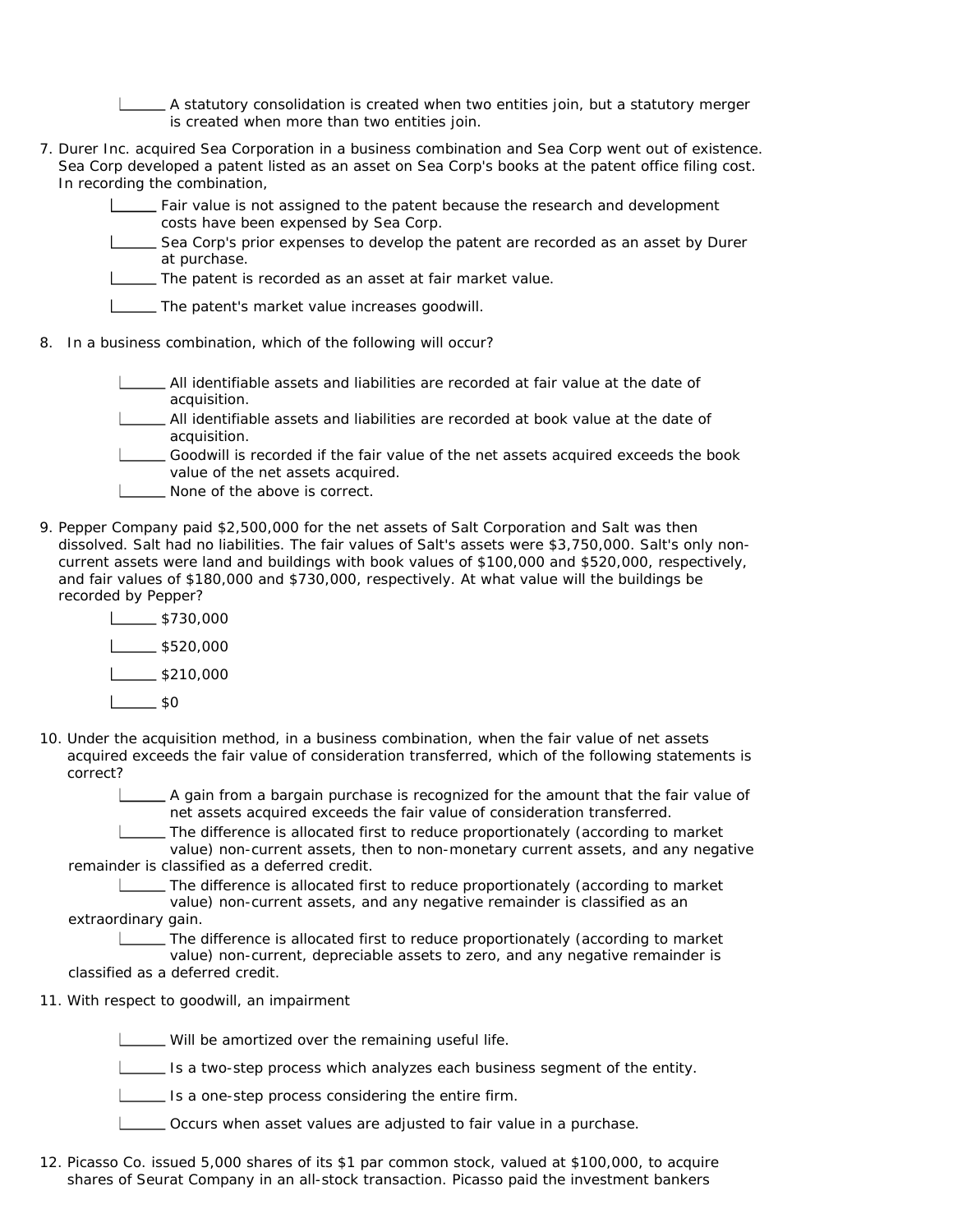- ______ A statutory consolidation is created when two entities join, but a statutory merger is created when more than two entities join.

7. Durer Inc. acquired Sea Corporation in a business combination and Sea Corp went out of existence. Sea Corp developed a patent listed as an asset on Sea Corp's books at the patent office filing cost. In recording the combination,

- ______ Fair value is not assigned to the patent because the research and development costs have been expensed by Sea Corp.
- ______ Sea Corp's prior expenses to develop the patent are recorded as an asset by Durer at purchase.
- ______ The patent is recorded as an asset at fair market value.
- ______ The patent's market value increases goodwill.

8. In a business combination, which of the following will occur?

- ______ All identifiable assets and liabilities are recorded at fair value at the date of acquisition.
- ______ All identifiable assets and liabilities are recorded at book value at the date of acquisition.
- ______ Goodwill is recorded if the fair value of the net assets acquired exceeds the book value of the net assets acquired.
- ______ None of the above is correct.

9. Pepper Company paid $2,500,000 for the net assets of Salt Corporation and Salt was then dissolved. Salt had no liabilities. The fair values of Salt's assets were $3,750,000. Salt's only non-current assets were land and buildings with book values of $100,000 and $520,000, respectively, and fair values of $180,000 and $730,000, respectively. At what value will the buildings be recorded by Pepper?

- ______ $730,000
- ______ $520,000
- ______ $210,000
- ______ $0

10. Under the acquisition method, in a business combination, when the fair value of net assets acquired exceeds the fair value of consideration transferred, which of the following statements is correct?

- ______ A gain from a bargain purchase is recognized for the amount that the fair value of net assets acquired exceeds the fair value of consideration transferred.
- ______ The difference is allocated first to reduce proportionately (according to market value) non-current assets, then to non-monetary current assets, and any negative remainder is classified as a deferred credit.
- ______ The difference is allocated first to reduce proportionately (according to market value) non-current assets, and any negative remainder is classified as an extraordinary gain.
- ______ The difference is allocated first to reduce proportionately (according to market value) non-current, depreciable assets to zero, and any negative remainder is classified as a deferred credit.

11. With respect to goodwill, an impairment

- ______ Will be amortized over the remaining useful life.
- ______ Is a two-step process which analyzes each business segment of the entity.
- ______ Is a one-step process considering the entire firm.
- ______ Occurs when asset values are adjusted to fair value in a purchase.

12. Picasso Co. issued 5,000 shares of its $1 par common stock, valued at $100,000, to acquire shares of Seurat Company in an all-stock transaction. Picasso paid the investment bankers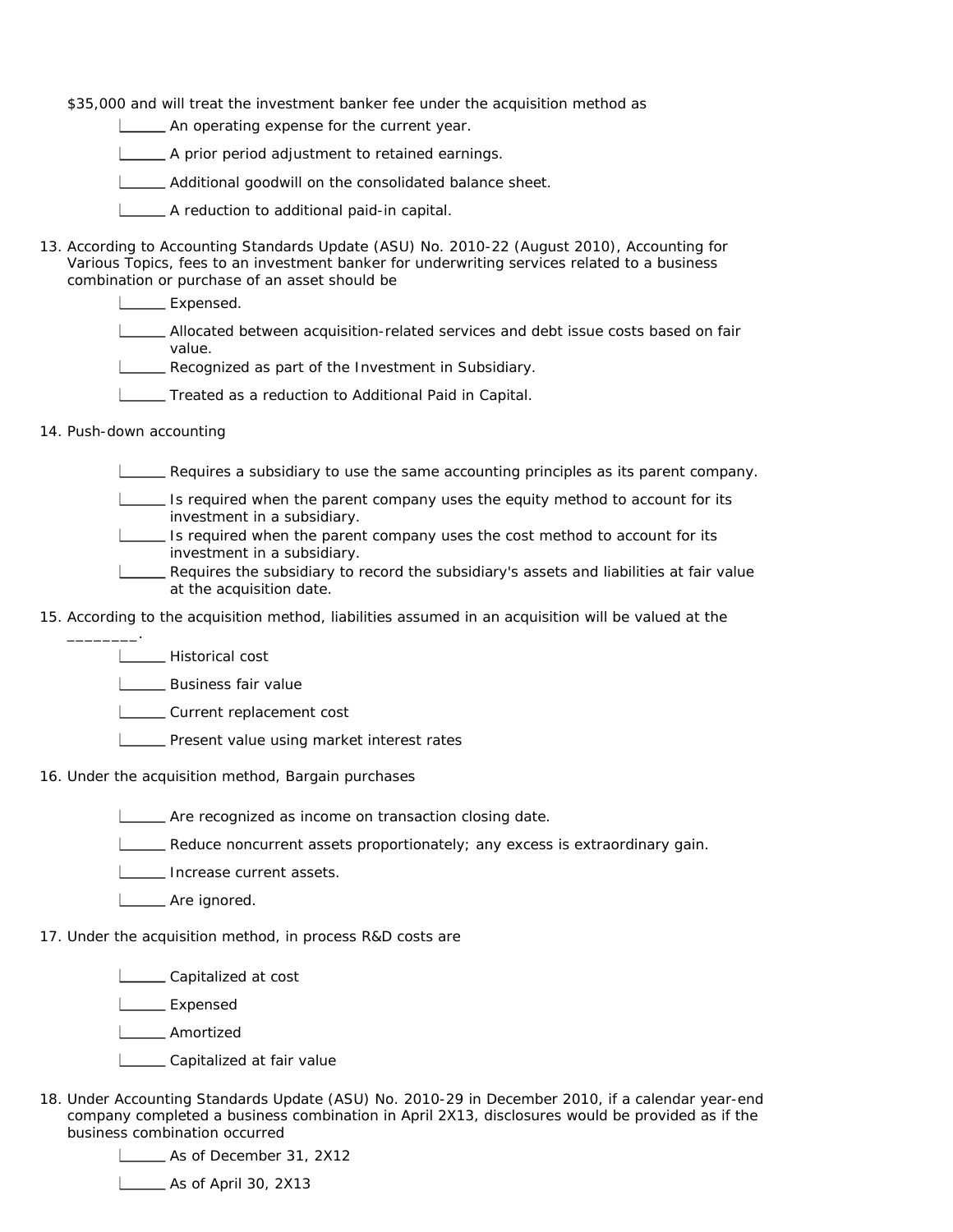$35,000 and will treat the investment banker fee under the acquisition method as

- ______ An operating expense for the current year.
- ______ A prior period adjustment to retained earnings.
- ______ Additional goodwill on the consolidated balance sheet.
- ______ A reduction to additional paid-in capital.

13. According to Accounting Standards Update (ASU) No. 2010-22 (August 2010), Accounting for Various Topics, fees to an investment banker for underwriting services related to a business combination or purchase of an asset should be

- ______ Expensed.
- ______ Allocated between acquisition-related services and debt issue costs based on fair value.
- ______ Recognized as part of the Investment in Subsidiary.
- ______ Treated as a reduction to Additional Paid in Capital.

14. Push-down accounting

- ______ Requires a subsidiary to use the same accounting principles as its parent company.
- ______ Is required when the parent company uses the equity method to account for its investment in a subsidiary.
- ______ Is required when the parent company uses the cost method to account for its investment in a subsidiary.
- ______ Requires the subsidiary to record the subsidiary's assets and liabilities at fair value at the acquisition date.

15. According to the acquisition method, liabilities assumed in an acquisition will be valued at the ________.

- ______ Historical cost
- ______ Business fair value
- ______ Current replacement cost
- ______ Present value using market interest rates

16. Under the acquisition method, Bargain purchases

- ______ Are recognized as income on transaction closing date.
- ______ Reduce noncurrent assets proportionately; any excess is extraordinary gain.
- ______ Increase current assets.
- ______ Are ignored.

17. Under the acquisition method, in process R&D costs are

- ______ Capitalized at cost
- ______ Expensed
- ______ Amortized
- ______ Capitalized at fair value

18. Under Accounting Standards Update (ASU) No. 2010-29 in December 2010, if a calendar year-end company completed a business combination in April 2X13, disclosures would be provided as if the business combination occurred

- ______ As of December 31, 2X12
- ______ As of April 30, 2X13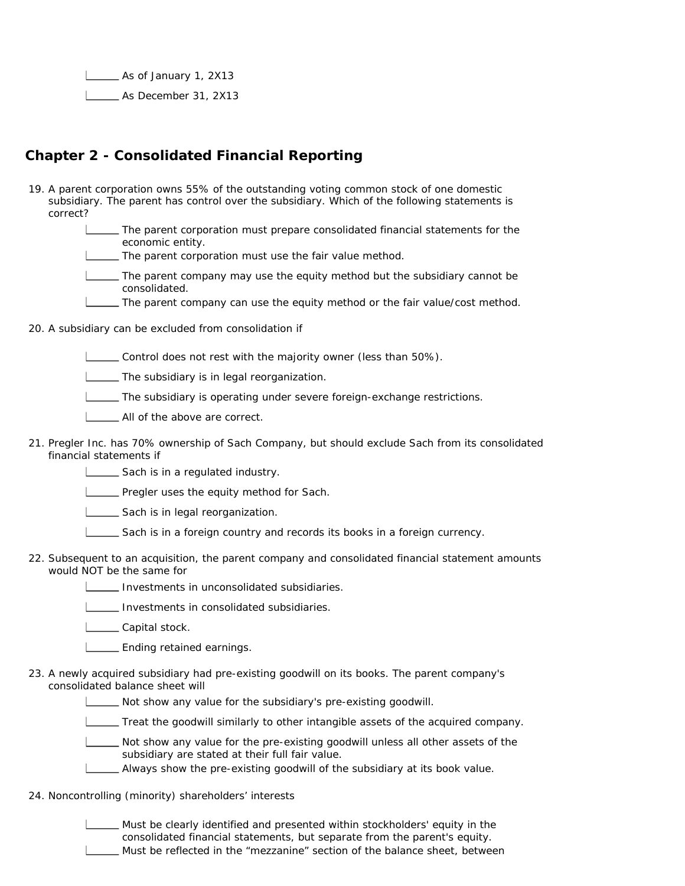______ As of January 1, 2X13

______ As December 31, 2X13

## Chapter 2 - Consolidated Financial Reporting

19. A parent corporation owns 55% of the outstanding voting common stock of one domestic subsidiary. The parent has control over the subsidiary. Which of the following statements is correct?

    ______ The parent corporation must prepare consolidated financial statements for the economic entity.

    ______ The parent corporation must use the fair value method.

    ______ The parent company may use the equity method but the subsidiary cannot be consolidated.

    ______ The parent company can use the equity method or the fair value/cost method.

20. A subsidiary can be excluded from consolidation if

    ______ Control does not rest with the majority owner (less than 50%).

    ______ The subsidiary is in legal reorganization.

    ______ The subsidiary is operating under severe foreign-exchange restrictions.

    ______ All of the above are correct.

21. Pregler Inc. has 70% ownership of Sach Company, but should exclude Sach from its consolidated financial statements if

    ______ Sach is in a regulated industry.

    ______ Pregler uses the equity method for Sach.

    ______ Sach is in legal reorganization.

    ______ Sach is in a foreign country and records its books in a foreign currency.

22. Subsequent to an acquisition, the parent company and consolidated financial statement amounts would NOT be the same for

    ______ Investments in unconsolidated subsidiaries.

    ______ Investments in consolidated subsidiaries.

    ______ Capital stock.

    ______ Ending retained earnings.

23. A newly acquired subsidiary had pre-existing goodwill on its books. The parent company's consolidated balance sheet will

    ______ Not show any value for the subsidiary's pre-existing goodwill.

    ______ Treat the goodwill similarly to other intangible assets of the acquired company.

    ______ Not show any value for the pre-existing goodwill unless all other assets of the subsidiary are stated at their full fair value.

    ______ Always show the pre-existing goodwill of the subsidiary at its book value.

24. Noncontrolling (minority) shareholders' interests

    ______ Must be clearly identified and presented within stockholders' equity in the consolidated financial statements, but separate from the parent's equity.

    ______ Must be reflected in the "mezzanine" section of the balance sheet, between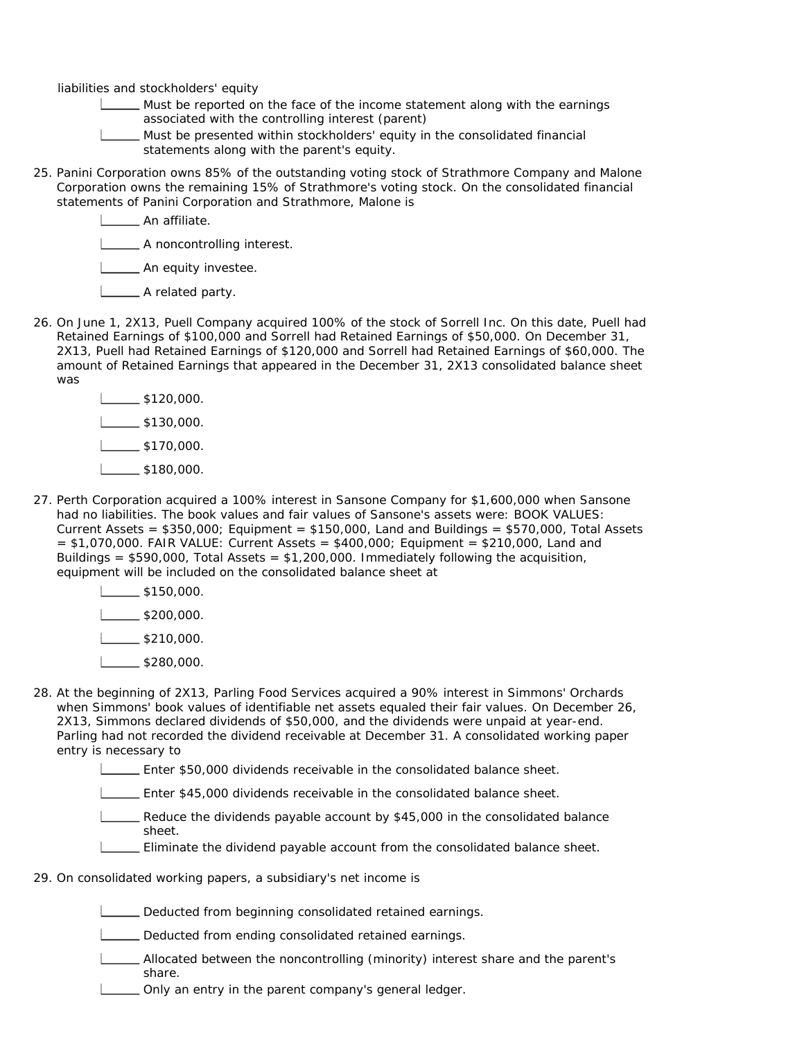liabilities and stockholders' equity

- ______ Must be reported on the face of the income statement along with the earnings associated with the controlling interest (parent)
- ______ Must be presented within stockholders' equity in the consolidated financial statements along with the parent's equity.

25. Panini Corporation owns 85% of the outstanding voting stock of Strathmore Company and Malone Corporation owns the remaining 15% of Strathmore's voting stock. On the consolidated financial statements of Panini Corporation and Strathmore, Malone is

- ______ An affiliate.
- ______ A noncontrolling interest.
- ______ An equity investee.
- ______ A related party.

26. On June 1, 2X13, Puell Company acquired 100% of the stock of Sorrell Inc. On this date, Puell had Retained Earnings of $100,000 and Sorrell had Retained Earnings of $50,000. On December 31, 2X13, Puell had Retained Earnings of $120,000 and Sorrell had Retained Earnings of $60,000. The amount of Retained Earnings that appeared in the December 31, 2X13 consolidated balance sheet was

- ______ $120,000.
- ______ $130,000.
- ______ $170,000.
- ______ $180,000.

27. Perth Corporation acquired a 100% interest in Sansone Company for $1,600,000 when Sansone had no liabilities. The book values and fair values of Sansone's assets were: BOOK VALUES: Current Assets = $350,000; Equipment = $150,000, Land and Buildings = $570,000, Total Assets = $1,070,000. FAIR VALUE: Current Assets = $400,000; Equipment = $210,000, Land and Buildings = $590,000, Total Assets = $1,200,000. Immediately following the acquisition, equipment will be included on the consolidated balance sheet at

- ______ $150,000.
- ______ $200,000.
- ______ $210,000.
- ______ $280,000.

28. At the beginning of 2X13, Parling Food Services acquired a 90% interest in Simmons' Orchards when Simmons' book values of identifiable net assets equaled their fair values. On December 26, 2X13, Simmons declared dividends of $50,000, and the dividends were unpaid at year-end. Parling had not recorded the dividend receivable at December 31. A consolidated working paper entry is necessary to

- ______ Enter $50,000 dividends receivable in the consolidated balance sheet.
- ______ Enter $45,000 dividends receivable in the consolidated balance sheet.
- ______ Reduce the dividends payable account by $45,000 in the consolidated balance sheet.
- ______ Eliminate the dividend payable account from the consolidated balance sheet.

29. On consolidated working papers, a subsidiary's net income is

- ______ Deducted from beginning consolidated retained earnings.
- ______ Deducted from ending consolidated retained earnings.
- ______ Allocated between the noncontrolling (minority) interest share and the parent's share.
- ______ Only an entry in the parent company's general ledger.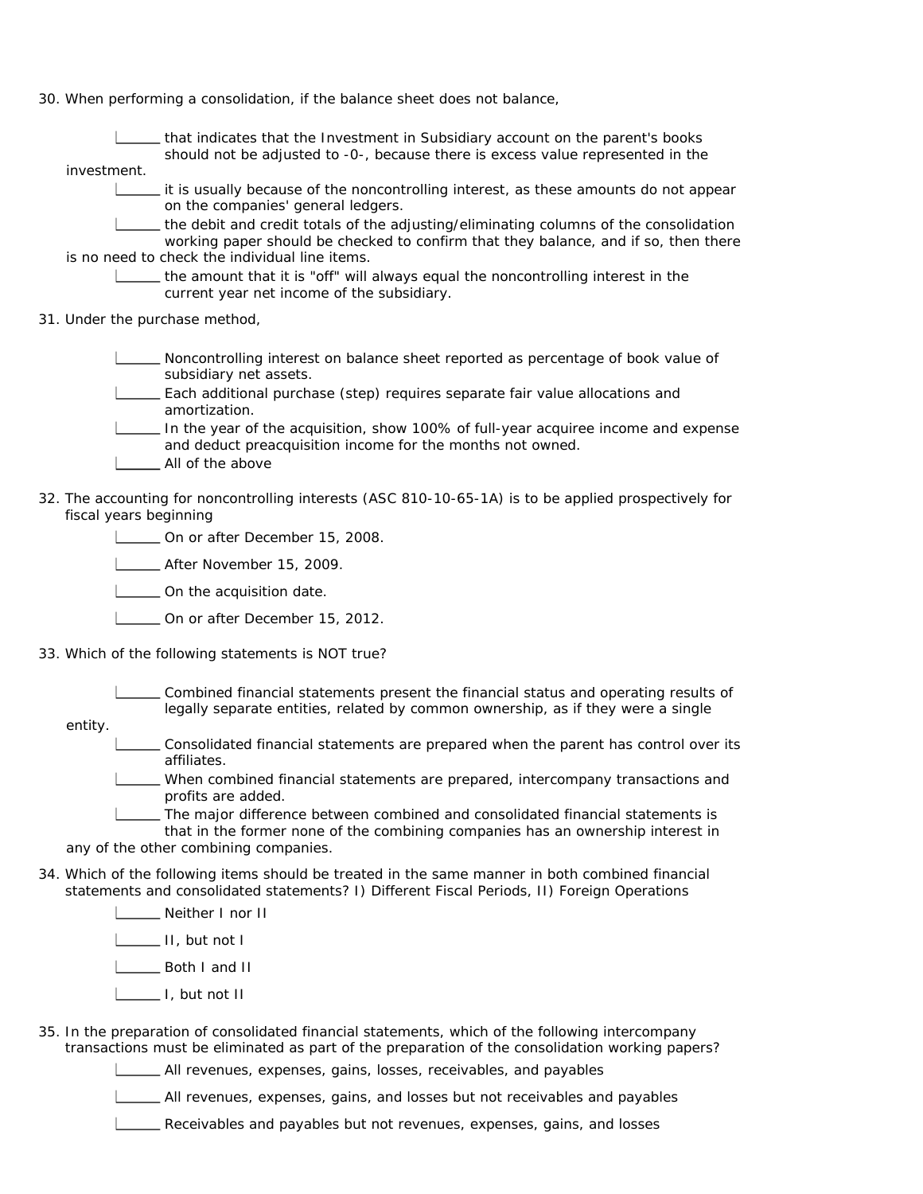30. When performing a consolidation, if the balance sheet does not balance,

    ______ that indicates that the Investment in Subsidiary account on the parent's books should not be adjusted to -0-, because there is excess value represented in the investment.

    ______ it is usually because of the noncontrolling interest, as these amounts do not appear on the companies' general ledgers.

    ______ the debit and credit totals of the adjusting/eliminating columns of the consolidation working paper should be checked to confirm that they balance, and if so, then there is no need to check the individual line items.

    ______ the amount that it is "off" will always equal the noncontrolling interest in the current year net income of the subsidiary.

31. Under the purchase method,

    ______ Noncontrolling interest on balance sheet reported as percentage of book value of subsidiary net assets.

    ______ Each additional purchase (step) requires separate fair value allocations and amortization.

    ______ In the year of the acquisition, show 100% of full-year acquiree income and expense and deduct preacquisition income for the months not owned.

    ______ All of the above

32. The accounting for noncontrolling interests (ASC 810-10-65-1A) is to be applied prospectively for fiscal years beginning

    ______ On or after December 15, 2008.

    ______ After November 15, 2009.

    ______ On the acquisition date.

    ______ On or after December 15, 2012.

33. Which of the following statements is NOT true?

    ______ Combined financial statements present the financial status and operating results of legally separate entities, related by common ownership, as if they were a single entity.

    ______ Consolidated financial statements are prepared when the parent has control over its affiliates.

    ______ When combined financial statements are prepared, intercompany transactions and profits are added.

    ______ The major difference between combined and consolidated financial statements is that in the former none of the combining companies has an ownership interest in any of the other combining companies.

34. Which of the following items should be treated in the same manner in both combined financial statements and consolidated statements? I) Different Fiscal Periods, II) Foreign Operations

    ______ Neither I nor II

    ______ II, but not I

    ______ Both I and II

    ______ I, but not II

35. In the preparation of consolidated financial statements, which of the following intercompany transactions must be eliminated as part of the preparation of the consolidation working papers?

    ______ All revenues, expenses, gains, losses, receivables, and payables

    ______ All revenues, expenses, gains, and losses but not receivables and payables

    ______ Receivables and payables but not revenues, expenses, gains, and losses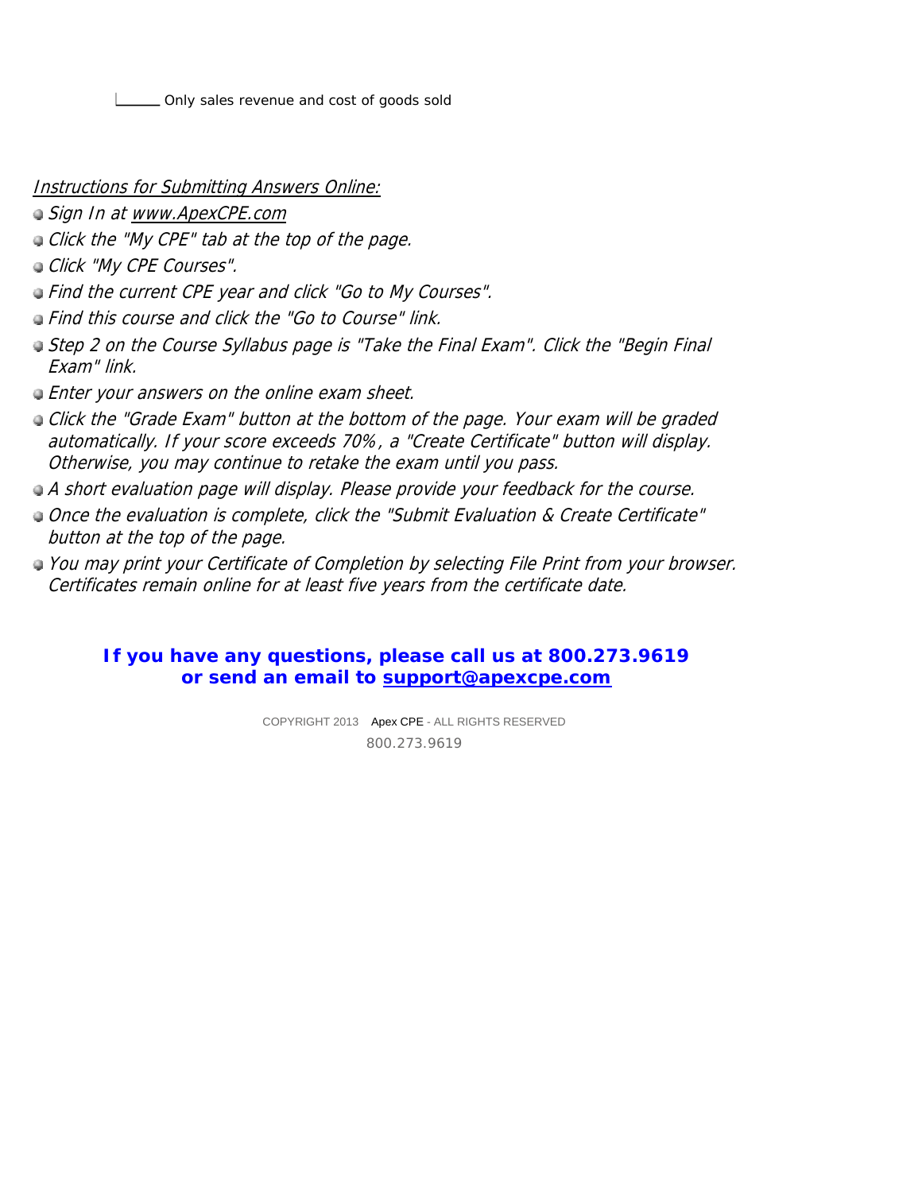_____ Only sales revenue and cost of goods sold

*Instructions for Submitting Answers Online:*

- *Sign In at www.ApexCPE.com*
- *Click the "My CPE" tab at the top of the page.*
- *Click "My CPE Courses".*
- *Find the current CPE year and click "Go to My Courses".*
- *Find this course and click the "Go to Course" link.*
- *Step 2 on the Course Syllabus page is "Take the Final Exam". Click the "Begin Final Exam" link.*
- *Enter your answers on the online exam sheet.*
- *Click the "Grade Exam" button at the bottom of the page. Your exam will be graded automatically. If your score exceeds 70%, a "Create Certificate" button will display. Otherwise, you may continue to retake the exam until you pass.*
- *A short evaluation page will display. Please provide your feedback for the course.*
- *Once the evaluation is complete, click the "Submit Evaluation & Create Certificate" button at the top of the page.*
- *You may print your Certificate of Completion by selecting File Print from your browser. Certificates remain online for at least five years from the certificate date.*

**If you have any questions, please call us at 800.273.9619 or send an email to support@apexcpe.com**

COPYRIGHT 2013 Apex CPE - ALL RIGHTS RESERVED

800.273.9619